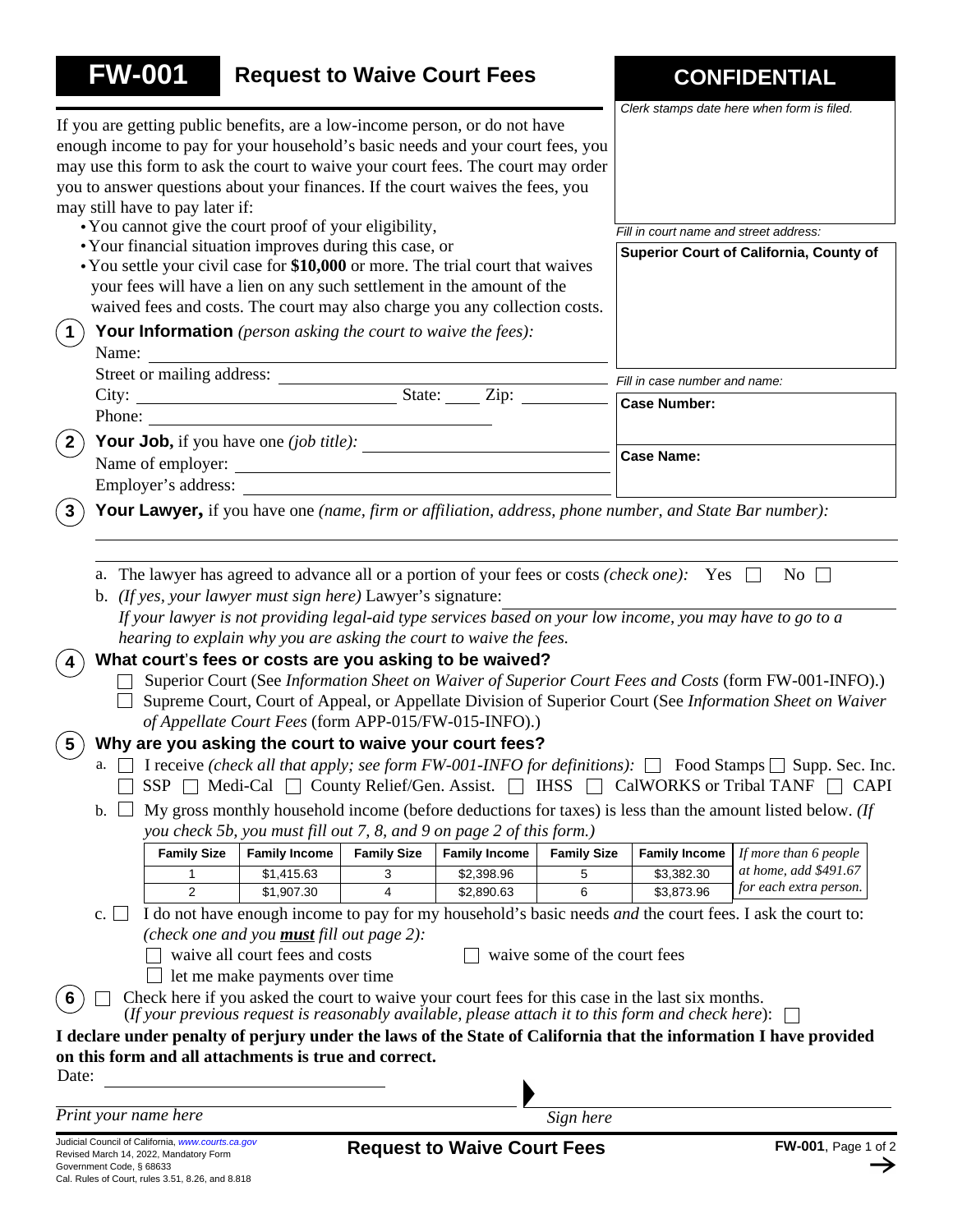# FW-001 Request to Waive Court Fees

**CONFIDENTIAL**

*Clerk stamps date here when form is filed.*

*Fill in court name and street address:*

**Superior Court of California, County of**

*Fill in case number and name:*

**Case Number:**

**Case Name:**

If you are getting public benefits, are a low-income person, or do not have enough income to pay for your household's basic needs and your court fees, you may use this form to ask the court to waive your court fees. The court may order you to answer questions about your finances. If the court waives the fees, you may still have to pay later if:

- You cannot give the court proof of your eligibility,
- Your financial situation improves during this case, or
- You settle your civil case for **$10,000** or more. The trial court that waives your fees will have a lien on any such settlement in the amount of the waived fees and costs. The court may also charge you any collection costs.

**1 Your Information** *(person asking the court to waive the fees):*

Name: ______________________

Street or mailing address: ______________________

City: ______________ State: ____ Zip: ________

Phone: ______________________

**2 Your Job,** if you have one *(job title):* ______________________

Name of employer: ______________________

Employer's address: ______________________

**3 Your Lawyer,** if you have one *(name, firm or affiliation, address, phone number, and State Bar number):*

______________________

a. The lawyer has agreed to advance all or a portion of your fees or costs *(check one):* Yes ☐ No ☐

b. *(If yes, your lawyer must sign here)* Lawyer's signature: ______________________

*If your lawyer is not providing legal-aid type services based on your low income, you may have to go to a hearing to explain why you are asking the court to waive the fees.*

**4 What court's fees or costs are you asking to be waived?**

☐ Superior Court (See *Information Sheet on Waiver of Superior Court Fees and Costs* (form FW-001-INFO).)

☐ Supreme Court, Court of Appeal, or Appellate Division of Superior Court (See *Information Sheet on Waiver of Appellate Court Fees* (form APP-015/FW-015-INFO).)

**5 Why are you asking the court to waive your court fees?**

a. ☐ I receive *(check all that apply; see form FW-001-INFO for definitions):* ☐ Food Stamps ☐ Supp. Sec. Inc. ☐ SSP ☐ Medi-Cal ☐ County Relief/Gen. Assist. ☐ IHSS ☐ CalWORKS or Tribal TANF ☐ CAPI

b. ☐ My gross monthly household income (before deductions for taxes) is less than the amount listed below. *(If you check 5b, you must fill out 7, 8, and 9 on page 2 of this form.)*

| Family Size | Family Income | Family Size | Family Income | Family Size | Family Income | |
|---|---|---|---|---|---|---|
| 1 | $1,415.63 | 3 | $2,398.96 | 5 | $3,382.30 | *If more than 6 people at home, add $491.67 for each extra person.* |
| 2 | $1,907.30 | 4 | $2,890.63 | 6 | $3,873.96 | |

c. ☐ I do not have enough income to pay for my household's basic needs *and* the court fees. I ask the court to: *(check one and you **must** fill out page 2):*

☐ waive all court fees and costs ☐ waive some of the court fees

☐ let me make payments over time

**6** ☐ Check here if you asked the court to waive your court fees for this case in the last six months. (*If your previous request is reasonably available, please attach it to this form and check here*): ☐

**I declare under penalty of perjury under the laws of the State of California that the information I have provided on this form and all attachments is true and correct.**

Date: ______________________

______________________ ______________________

*Print your name here* *Sign here*

Judicial Council of California, www.courts.ca.gov
Revised March 14, 2022, Mandatory Form
Government Code, § 68633
Cal. Rules of Court, rules 3.51, 8.26, and 8.818

**Request to Waive Court Fees**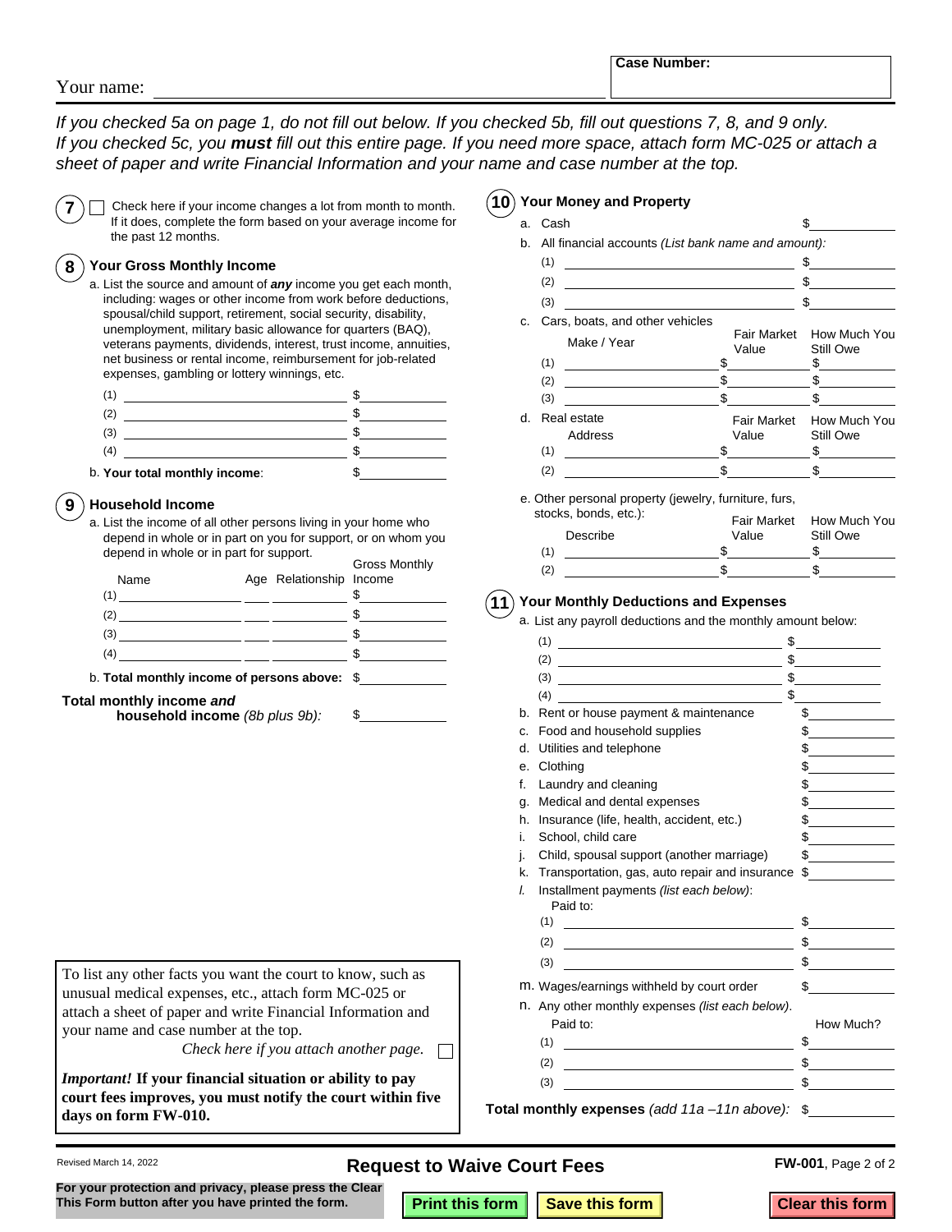Your name: ______________________________ | **Case Number:**

*If you checked 5a on page 1, do not fill out below. If you checked 5b, fill out questions 7, 8, and 9 only. If you checked 5c, you **must** fill out this entire page. If you need more space, attach form MC-025 or attach a sheet of paper and write Financial Information and your name and case number at the top.*

**7** ☐ Check here if your income changes a lot from month to month. If it does, complete the form based on your average income for the past 12 months.

## 8 Your Gross Monthly Income

a. List the source and amount of ***any*** income you get each month, including: wages or other income from work before deductions, spousal/child support, retirement, social security, disability, unemployment, military basic allowance for quarters (BAQ), veterans payments, dividends, interest, trust income, annuities, net business or rental income, reimbursement for job-related expenses, gambling or lottery winnings, etc.

(1) ______________________ $__________
(2) ______________________ $__________
(3) ______________________ $__________
(4) ______________________ $__________

b. **Your total monthly income**: $__________

## 9 Household Income

a. List the income of all other persons living in your home who depend in whole or in part on you for support, or on whom you depend in whole or in part for support.

| | Name | Age | Relationship | Gross Monthly Income |
|---|---|---|---|---|
| (1) | | | | $ |
| (2) | | | | $ |
| (3) | | | | $ |
| (4) | | | | $ |

b. **Total monthly income of persons above:** $__________

**Total monthly income *and* household income** *(8b plus 9b)*: $__________

To list any other facts you want the court to know, such as unusual medical expenses, etc., attach form MC-025 or attach a sheet of paper and write Financial Information and your name and case number at the top.

*Check here if you attach another page.* ☐

***Important!* If your financial situation or ability to pay court fees improves, you must notify the court within five days on form FW-010.**

## 10 Your Money and Property

a. Cash $__________

b. All financial accounts *(List bank name and amount)*:

(1) ______________________ $__________
(2) ______________________ $__________
(3) ______________________ $__________

c. Cars, boats, and other vehicles

| | Make / Year | Fair Market Value | How Much You Still Owe |
|---|---|---|---|
| (1) | | $ | $ |
| (2) | | $ | $ |
| (3) | | $ | $ |

d. Real estate

| | Address | Fair Market Value | How Much You Still Owe |
|---|---|---|---|
| (1) | | $ | $ |
| (2) | | $ | $ |

e. Other personal property (jewelry, furniture, furs, stocks, bonds, etc.):

| | Describe | Fair Market Value | How Much You Still Owe |
|---|---|---|---|
| (1) | | $ | $ |
| (2) | | $ | $ |

## 11 Your Monthly Deductions and Expenses

a. List any payroll deductions and the monthly amount below:

(1) ______________________ $__________
(2) ______________________ $__________
(3) ______________________ $__________
(4) ______________________ $__________

b. Rent or house payment & maintenance $__________
c. Food and household supplies $__________
d. Utilities and telephone $__________
e. Clothing $__________
f. Laundry and cleaning $__________
g. Medical and dental expenses $__________
h. Insurance (life, health, accident, etc.) $__________
i. School, child care $__________
j. Child, spousal support (another marriage) $__________
k. Transportation, gas, auto repair and insurance $__________
*l.* Installment payments *(list each below)*:

Paid to:

(1) ______________________ $__________
(2) ______________________ $__________
(3) ______________________ $__________

m. Wages/earnings withheld by court order $__________
n. Any other monthly expenses *(list each below)*.

| | Paid to: | How Much? |
|---|---|---|
| (1) | | $ |
| (2) | | $ |
| (3) | | $ |

**Total monthly expenses** *(add 11a –11n above)*: $__________

Revised March 14, 2022

**Request to Waive Court Fees**

**FW-001**, Page 2 of 2

**For your protection and privacy, please press the Clear This Form button after you have printed the form.**

Print this form | Save this form | Clear this form